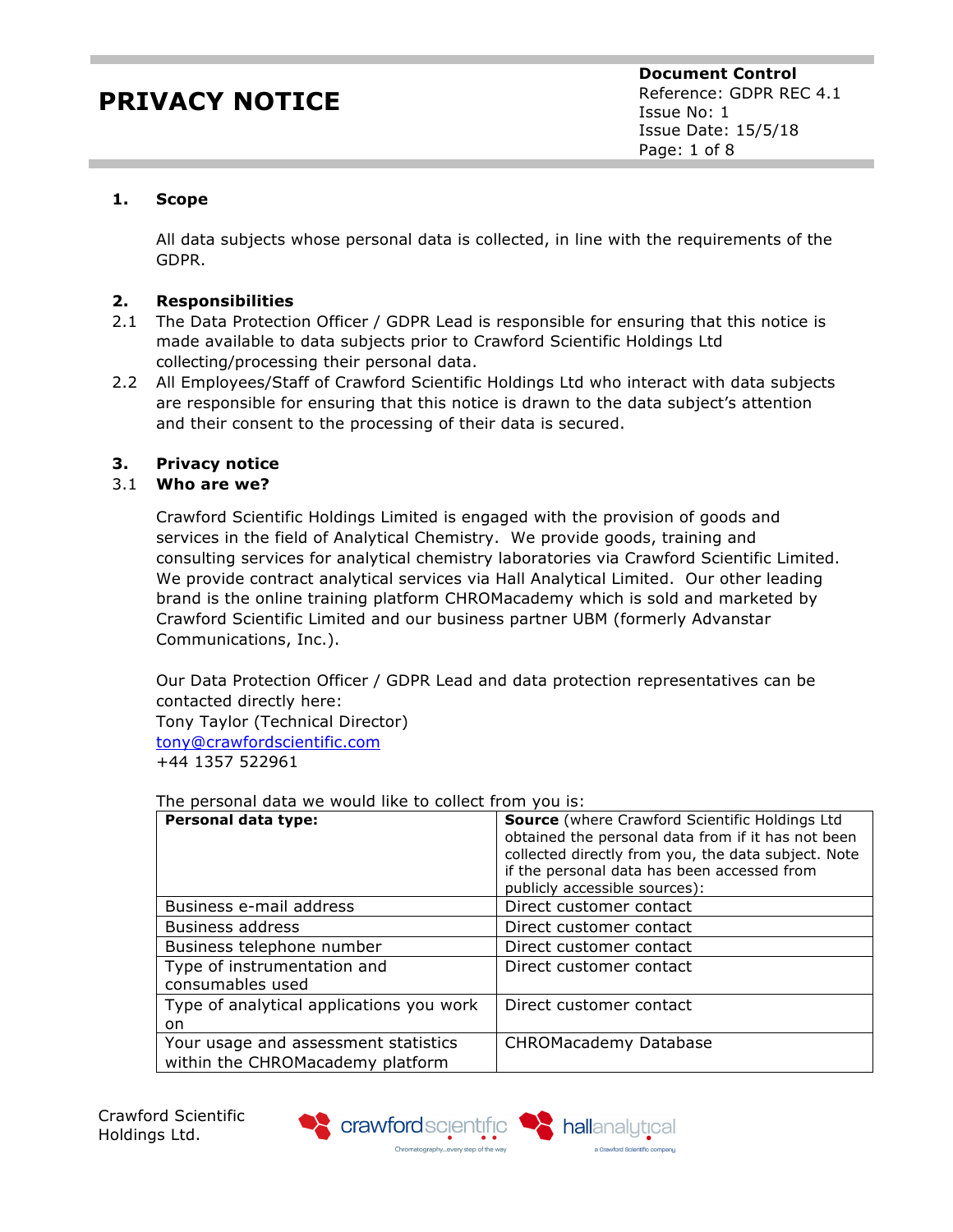# PRIVACY NOTICE

**Document Control**
Reference: GDPR REC 4.1
Issue No: 1
Issue Date: 15/5/18

## 1. Scope

All data subjects whose personal data is collected, in line with the requirements of the GDPR.

## 2. Responsibilities

2.1 The Data Protection Officer / GDPR Lead is responsible for ensuring that this notice is made available to data subjects prior to Crawford Scientific Holdings Ltd collecting/processing their personal data.

2.2 All Employees/Staff of Crawford Scientific Holdings Ltd who interact with data subjects are responsible for ensuring that this notice is drawn to the data subject's attention and their consent to the processing of their data is secured.

## 3. Privacy notice

### 3.1 Who are we?

Crawford Scientific Holdings Limited is engaged with the provision of goods and services in the field of Analytical Chemistry. We provide goods, training and consulting services for analytical chemistry laboratories via Crawford Scientific Limited. We provide contract analytical services via Hall Analytical Limited. Our other leading brand is the online training platform CHROMacademy which is sold and marketed by Crawford Scientific Limited and our business partner UBM (formerly Advanstar Communications, Inc.).

Our Data Protection Officer / GDPR Lead and data protection representatives can be contacted directly here:
Tony Taylor (Technical Director)
tony@crawfordscientific.com
+44 1357 522961

The personal data we would like to collect from you is:

| **Personal data type:** | **Source** (where Crawford Scientific Holdings Ltd obtained the personal data from if it has not been collected directly from you, the data subject. Note if the personal data has been accessed from publicly accessible sources): |
|---|---|
| Business e-mail address | Direct customer contact |
| Business address | Direct customer contact |
| Business telephone number | Direct customer contact |
| Type of instrumentation and consumables used | Direct customer contact |
| Type of analytical applications you work on | Direct customer contact |
| Your usage and assessment statistics within the CHROMacademy platform | CHROMacademy Database |

Crawford Scientific Holdings Ltd.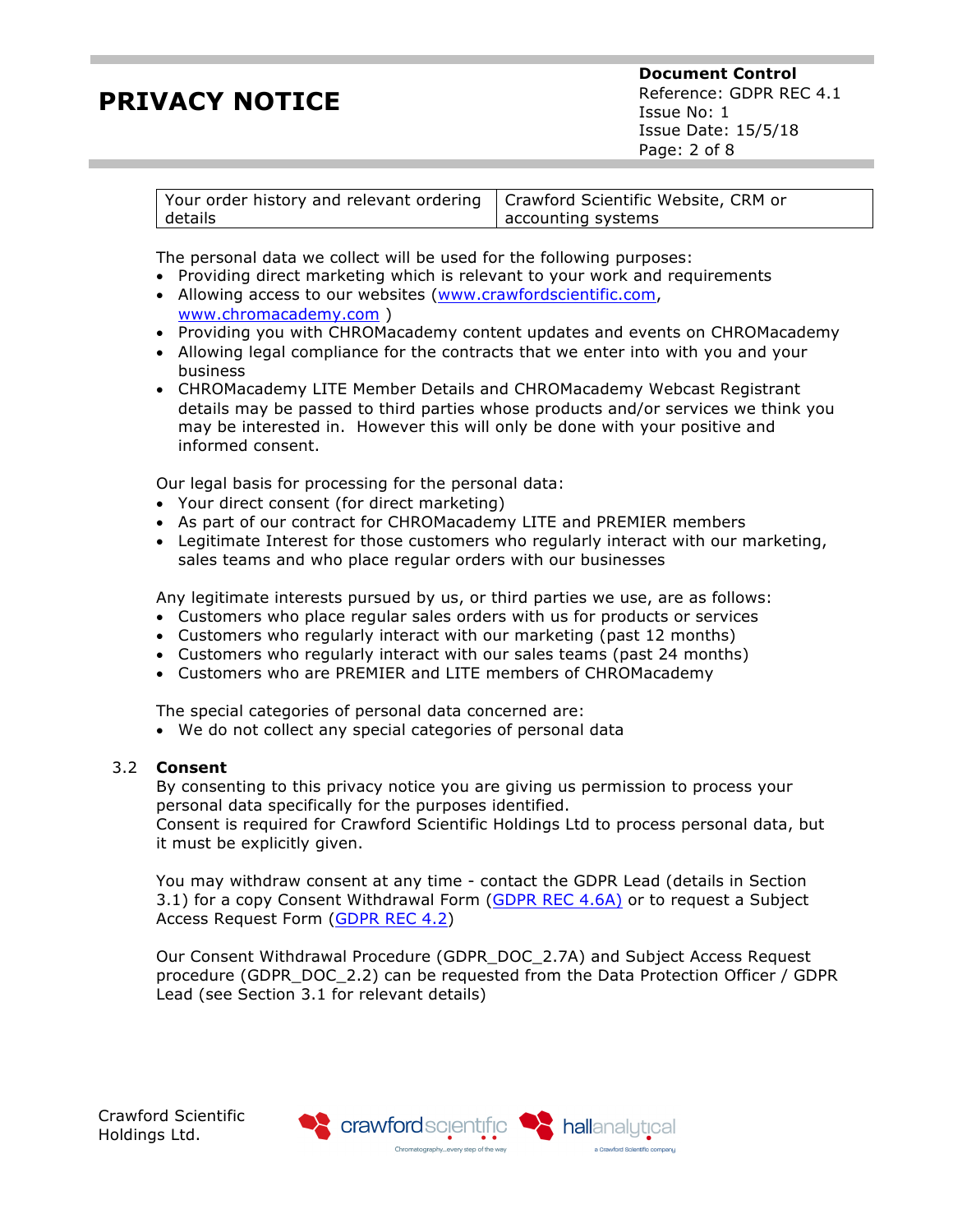| Your order history and relevant ordering details | Crawford Scientific Website, CRM or accounting systems |
|---|---|

The personal data we collect will be used for the following purposes:

- Providing direct marketing which is relevant to your work and requirements
- Allowing access to our websites (www.crawfordscientific.com, www.chromacademy.com )
- Providing you with CHROMacademy content updates and events on CHROMacademy
- Allowing legal compliance for the contracts that we enter into with you and your business
- CHROMacademy LITE Member Details and CHROMacademy Webcast Registrant details may be passed to third parties whose products and/or services we think you may be interested in. However this will only be done with your positive and informed consent.

Our legal basis for processing for the personal data:

- Your direct consent (for direct marketing)
- As part of our contract for CHROMacademy LITE and PREMIER members
- Legitimate Interest for those customers who regularly interact with our marketing, sales teams and who place regular orders with our businesses

Any legitimate interests pursued by us, or third parties we use, are as follows:

- Customers who place regular sales orders with us for products or services
- Customers who regularly interact with our marketing (past 12 months)
- Customers who regularly interact with our sales teams (past 24 months)
- Customers who are PREMIER and LITE members of CHROMacademy

The special categories of personal data concerned are:

- We do not collect any special categories of personal data

### 3.2 Consent

By consenting to this privacy notice you are giving us permission to process your personal data specifically for the purposes identified.
Consent is required for Crawford Scientific Holdings Ltd to process personal data, but it must be explicitly given.

You may withdraw consent at any time - contact the GDPR Lead (details in Section 3.1) for a copy Consent Withdrawal Form (GDPR REC 4.6A) or to request a Subject Access Request Form (GDPR REC 4.2)

Our Consent Withdrawal Procedure (GDPR_DOC_2.7A) and Subject Access Request procedure (GDPR_DOC_2.2) can be requested from the Data Protection Officer / GDPR Lead (see Section 3.1 for relevant details)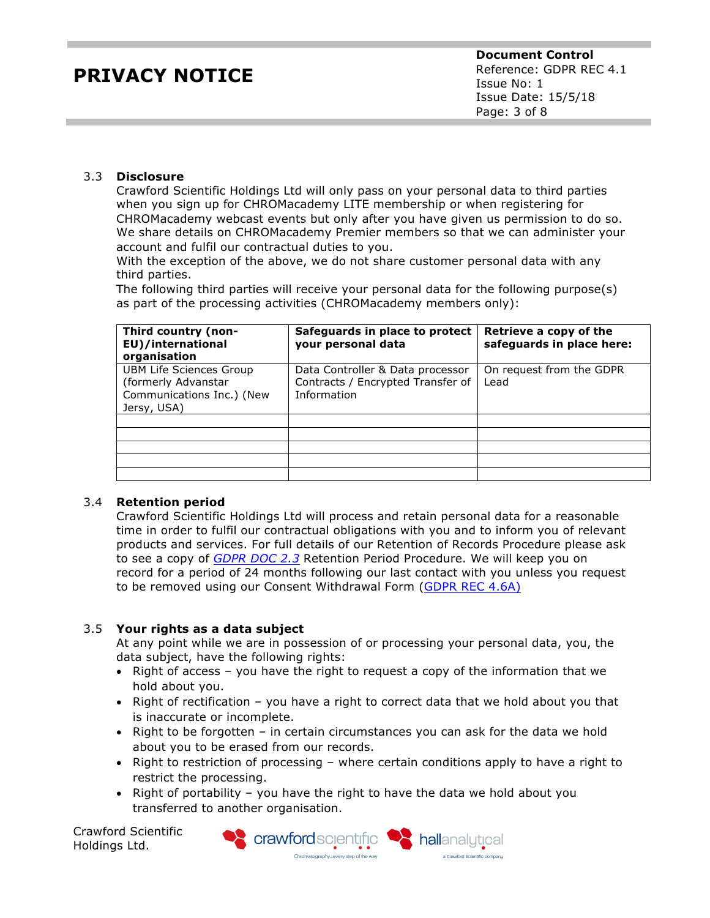### 3.3 Disclosure

Crawford Scientific Holdings Ltd will only pass on your personal data to third parties when you sign up for CHROMacademy LITE membership or when registering for CHROMacademy webcast events but only after you have given us permission to do so. We share details on CHROMacademy Premier members so that we can administer your account and fulfil our contractual duties to you.
With the exception of the above, we do not share customer personal data with any third parties.
The following third parties will receive your personal data for the following purpose(s) as part of the processing activities (CHROMacademy members only):

| Third country (non-EU)/international organisation | Safeguards in place to protect your personal data | Retrieve a copy of the safeguards in place here: |
|---|---|---|
| UBM Life Sciences Group (formerly Advanstar Communications Inc.) (New Jersy, USA) | Data Controller & Data processor Contracts / Encrypted Transfer of Information | On request from the GDPR Lead |
| | | |
| | | |
| | | |
| | | |
| | | |

### 3.4 Retention period

Crawford Scientific Holdings Ltd will process and retain personal data for a reasonable time in order to fulfil our contractual obligations with you and to inform you of relevant products and services. For full details of our Retention of Records Procedure please ask to see a copy of *GDPR DOC 2.3* Retention Period Procedure. We will keep you on record for a period of 24 months following our last contact with you unless you request to be removed using our Consent Withdrawal Form (GDPR REC 4.6A)

### 3.5 Your rights as a data subject

At any point while we are in possession of or processing your personal data, you, the data subject, have the following rights:

- Right of access – you have the right to request a copy of the information that we hold about you.
- Right of rectification – you have a right to correct data that we hold about you that is inaccurate or incomplete.
- Right to be forgotten – in certain circumstances you can ask for the data we hold about you to be erased from our records.
- Right to restriction of processing – where certain conditions apply to have a right to restrict the processing.
- Right of portability – you have the right to have the data we hold about you transferred to another organisation.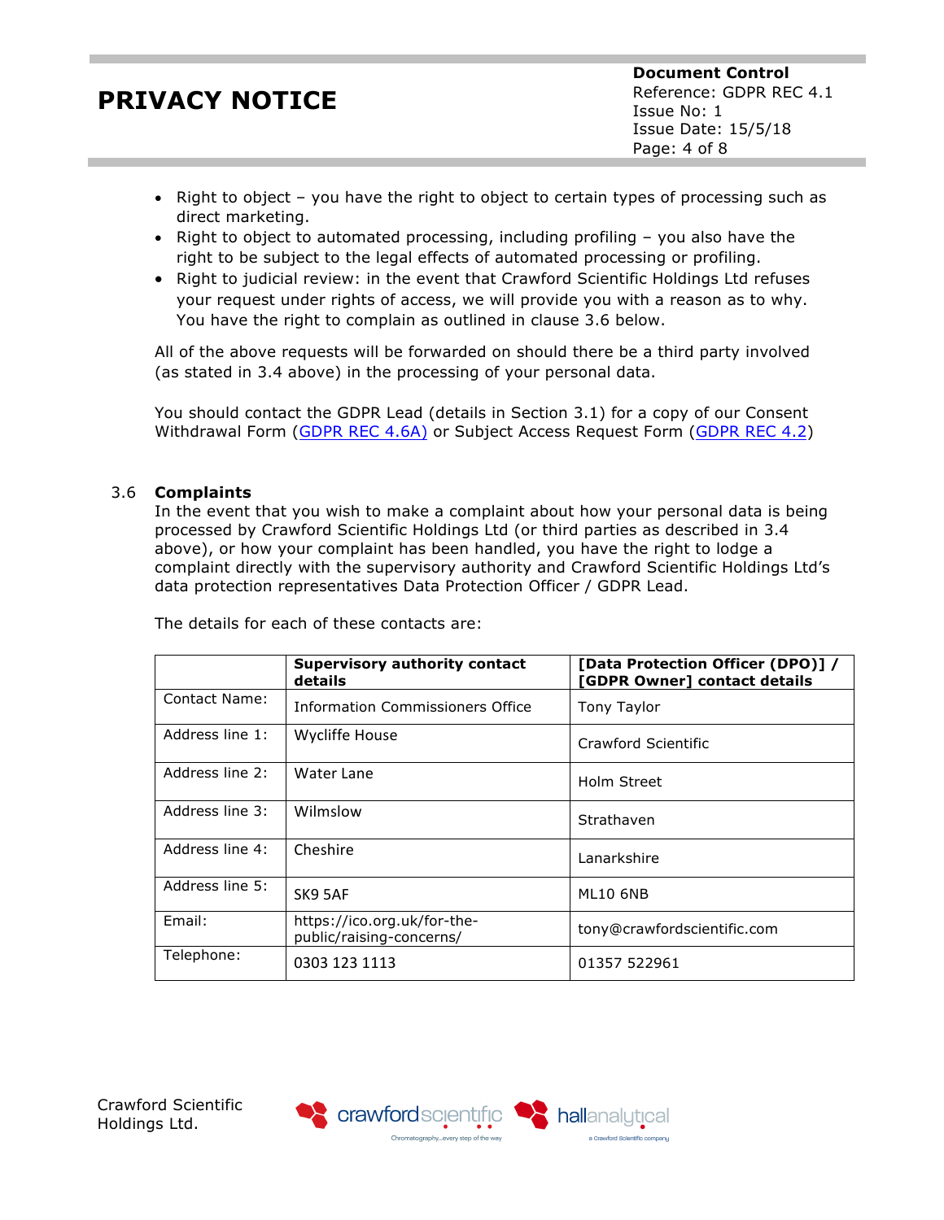- Right to object – you have the right to object to certain types of processing such as direct marketing.
- Right to object to automated processing, including profiling – you also have the right to be subject to the legal effects of automated processing or profiling.
- Right to judicial review: in the event that Crawford Scientific Holdings Ltd refuses your request under rights of access, we will provide you with a reason as to why. You have the right to complain as outlined in clause 3.6 below.

All of the above requests will be forwarded on should there be a third party involved (as stated in 3.4 above) in the processing of your personal data.

You should contact the GDPR Lead (details in Section 3.1) for a copy of our Consent Withdrawal Form (GDPR REC 4.6A) or Subject Access Request Form (GDPR REC 4.2)

### 3.6 Complaints

In the event that you wish to make a complaint about how your personal data is being processed by Crawford Scientific Holdings Ltd (or third parties as described in 3.4 above), or how your complaint has been handled, you have the right to lodge a complaint directly with the supervisory authority and Crawford Scientific Holdings Ltd's data protection representatives Data Protection Officer / GDPR Lead.

The details for each of these contacts are:

| | **Supervisory authority contact details** | **[Data Protection Officer (DPO)] / [GDPR Owner] contact details** |
|---|---|---|
| Contact Name: | Information Commissioners Office | Tony Taylor |
| Address line 1: | Wycliffe House | Crawford Scientific |
| Address line 2: | Water Lane | Holm Street |
| Address line 3: | Wilmslow | Strathaven |
| Address line 4: | Cheshire | Lanarkshire |
| Address line 5: | SK9 5AF | ML10 6NB |
| Email: | https://ico.org.uk/for-the-public/raising-concerns/ | tony@crawfordscientific.com |
| Telephone: | 0303 123 1113 | 01357 522961 |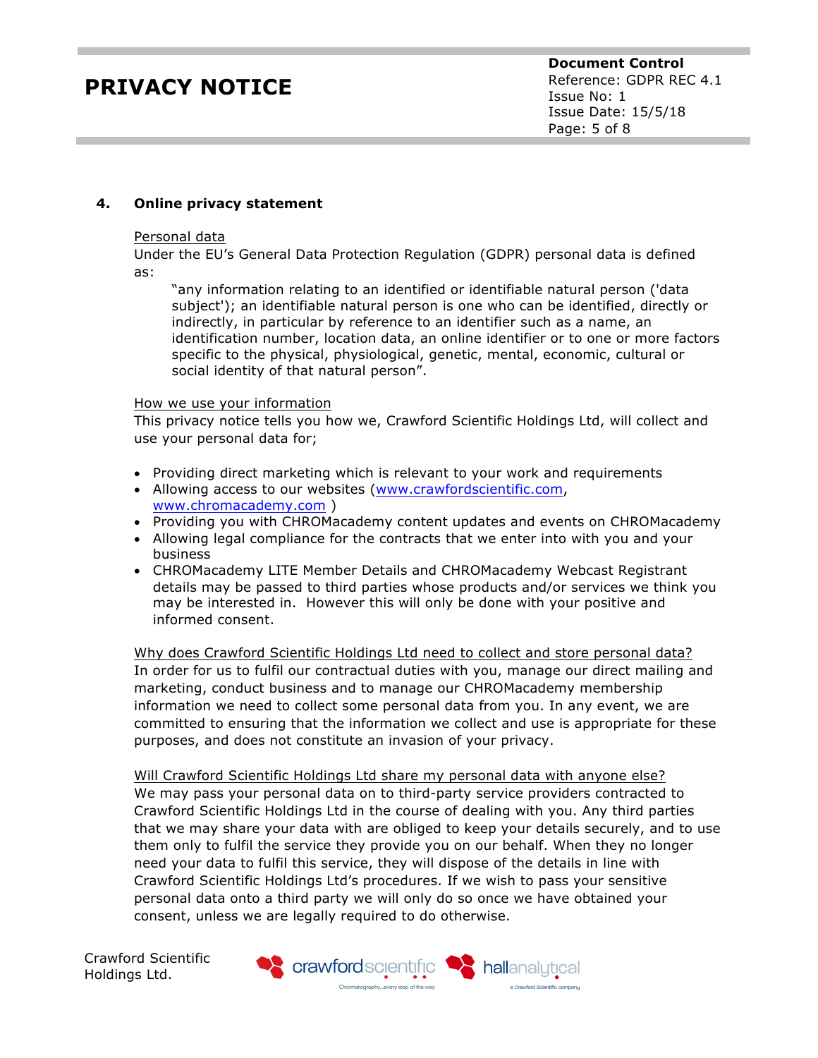## 4. Online privacy statement

Personal data

Under the EU's General Data Protection Regulation (GDPR) personal data is defined as:

> "any information relating to an identified or identifiable natural person ('data subject'); an identifiable natural person is one who can be identified, directly or indirectly, in particular by reference to an identifier such as a name, an identification number, location data, an online identifier or to one or more factors specific to the physical, physiological, genetic, mental, economic, cultural or social identity of that natural person".

How we use your information

This privacy notice tells you how we, Crawford Scientific Holdings Ltd, will collect and use your personal data for;

- Providing direct marketing which is relevant to your work and requirements
- Allowing access to our websites (www.crawfordscientific.com, www.chromacademy.com )
- Providing you with CHROMacademy content updates and events on CHROMacademy
- Allowing legal compliance for the contracts that we enter into with you and your business
- CHROMacademy LITE Member Details and CHROMacademy Webcast Registrant details may be passed to third parties whose products and/or services we think you may be interested in. However this will only be done with your positive and informed consent.

Why does Crawford Scientific Holdings Ltd need to collect and store personal data?

In order for us to fulfil our contractual duties with you, manage our direct mailing and marketing, conduct business and to manage our CHROMacademy membership information we need to collect some personal data from you. In any event, we are committed to ensuring that the information we collect and use is appropriate for these purposes, and does not constitute an invasion of your privacy.

Will Crawford Scientific Holdings Ltd share my personal data with anyone else?

We may pass your personal data on to third-party service providers contracted to Crawford Scientific Holdings Ltd in the course of dealing with you. Any third parties that we may share your data with are obliged to keep your details securely, and to use them only to fulfil the service they provide you on our behalf. When they no longer need your data to fulfil this service, they will dispose of the details in line with Crawford Scientific Holdings Ltd's procedures. If we wish to pass your sensitive personal data onto a third party we will only do so once we have obtained your consent, unless we are legally required to do otherwise.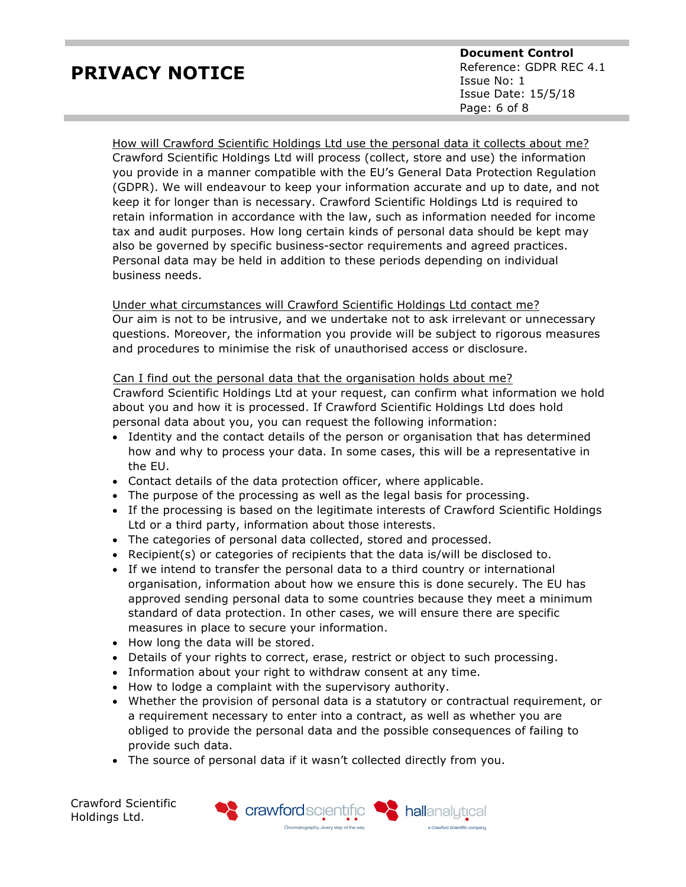How will Crawford Scientific Holdings Ltd use the personal data it collects about me?

Crawford Scientific Holdings Ltd will process (collect, store and use) the information you provide in a manner compatible with the EU's General Data Protection Regulation (GDPR). We will endeavour to keep your information accurate and up to date, and not keep it for longer than is necessary. Crawford Scientific Holdings Ltd is required to retain information in accordance with the law, such as information needed for income tax and audit purposes. How long certain kinds of personal data should be kept may also be governed by specific business-sector requirements and agreed practices. Personal data may be held in addition to these periods depending on individual business needs.

Under what circumstances will Crawford Scientific Holdings Ltd contact me?

Our aim is not to be intrusive, and we undertake not to ask irrelevant or unnecessary questions. Moreover, the information you provide will be subject to rigorous measures and procedures to minimise the risk of unauthorised access or disclosure.

Can I find out the personal data that the organisation holds about me?

Crawford Scientific Holdings Ltd at your request, can confirm what information we hold about you and how it is processed. If Crawford Scientific Holdings Ltd does hold personal data about you, you can request the following information:

- Identity and the contact details of the person or organisation that has determined how and why to process your data. In some cases, this will be a representative in the EU.
- Contact details of the data protection officer, where applicable.
- The purpose of the processing as well as the legal basis for processing.
- If the processing is based on the legitimate interests of Crawford Scientific Holdings Ltd or a third party, information about those interests.
- The categories of personal data collected, stored and processed.
- Recipient(s) or categories of recipients that the data is/will be disclosed to.
- If we intend to transfer the personal data to a third country or international organisation, information about how we ensure this is done securely. The EU has approved sending personal data to some countries because they meet a minimum standard of data protection. In other cases, we will ensure there are specific measures in place to secure your information.
- How long the data will be stored.
- Details of your rights to correct, erase, restrict or object to such processing.
- Information about your right to withdraw consent at any time.
- How to lodge a complaint with the supervisory authority.
- Whether the provision of personal data is a statutory or contractual requirement, or a requirement necessary to enter into a contract, as well as whether you are obliged to provide the personal data and the possible consequences of failing to provide such data.
- The source of personal data if it wasn't collected directly from you.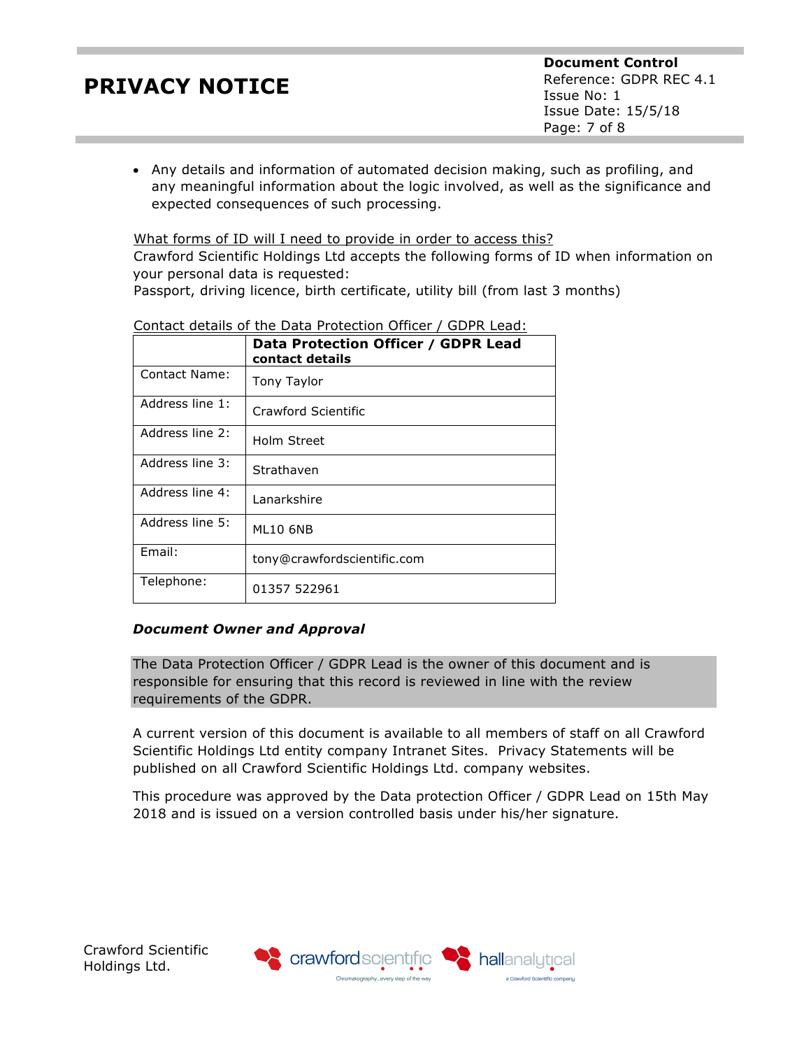- Any details and information of automated decision making, such as profiling, and any meaningful information about the logic involved, as well as the significance and expected consequences of such processing.

What forms of ID will I need to provide in order to access this?

Crawford Scientific Holdings Ltd accepts the following forms of ID when information on your personal data is requested:

Passport, driving licence, birth certificate, utility bill (from last 3 months)

Contact details of the Data Protection Officer / GDPR Lead:

| | **Data Protection Officer / GDPR Lead contact details** |
|---|---|
| Contact Name: | Tony Taylor |
| Address line 1: | Crawford Scientific |
| Address line 2: | Holm Street |
| Address line 3: | Strathaven |
| Address line 4: | Lanarkshire |
| Address line 5: | ML10 6NB |
| Email: | tony@crawfordscientific.com |
| Telephone: | 01357 522961 |

***Document Owner and Approval***

The Data Protection Officer / GDPR Lead is the owner of this document and is responsible for ensuring that this record is reviewed in line with the review requirements of the GDPR.

A current version of this document is available to all members of staff on all Crawford Scientific Holdings Ltd entity company Intranet Sites. Privacy Statements will be published on all Crawford Scientific Holdings Ltd. company websites.

This procedure was approved by the Data protection Officer / GDPR Lead on 15th May 2018 and is issued on a version controlled basis under his/her signature.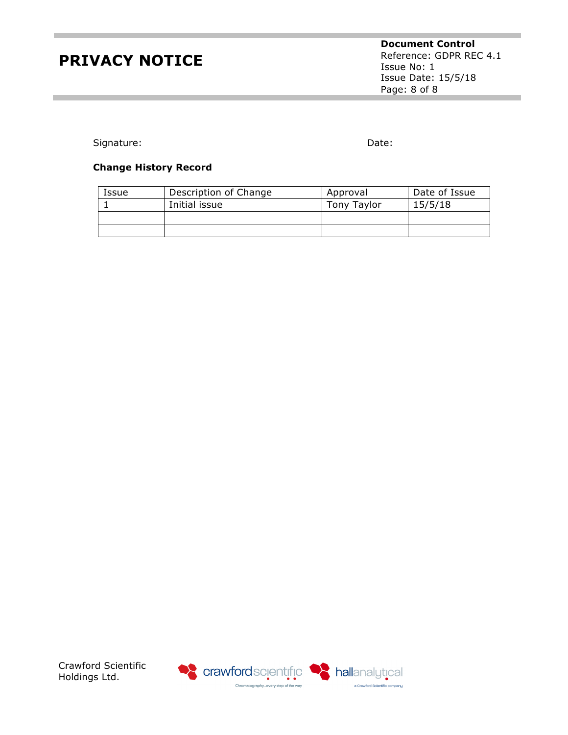Signature: Date:

**Change History Record**

| Issue | Description of Change | Approval | Date of Issue |
|---|---|---|---|
| 1 | Initial issue | Tony Taylor | 15/5/18 |
| | | | |
| | | | |